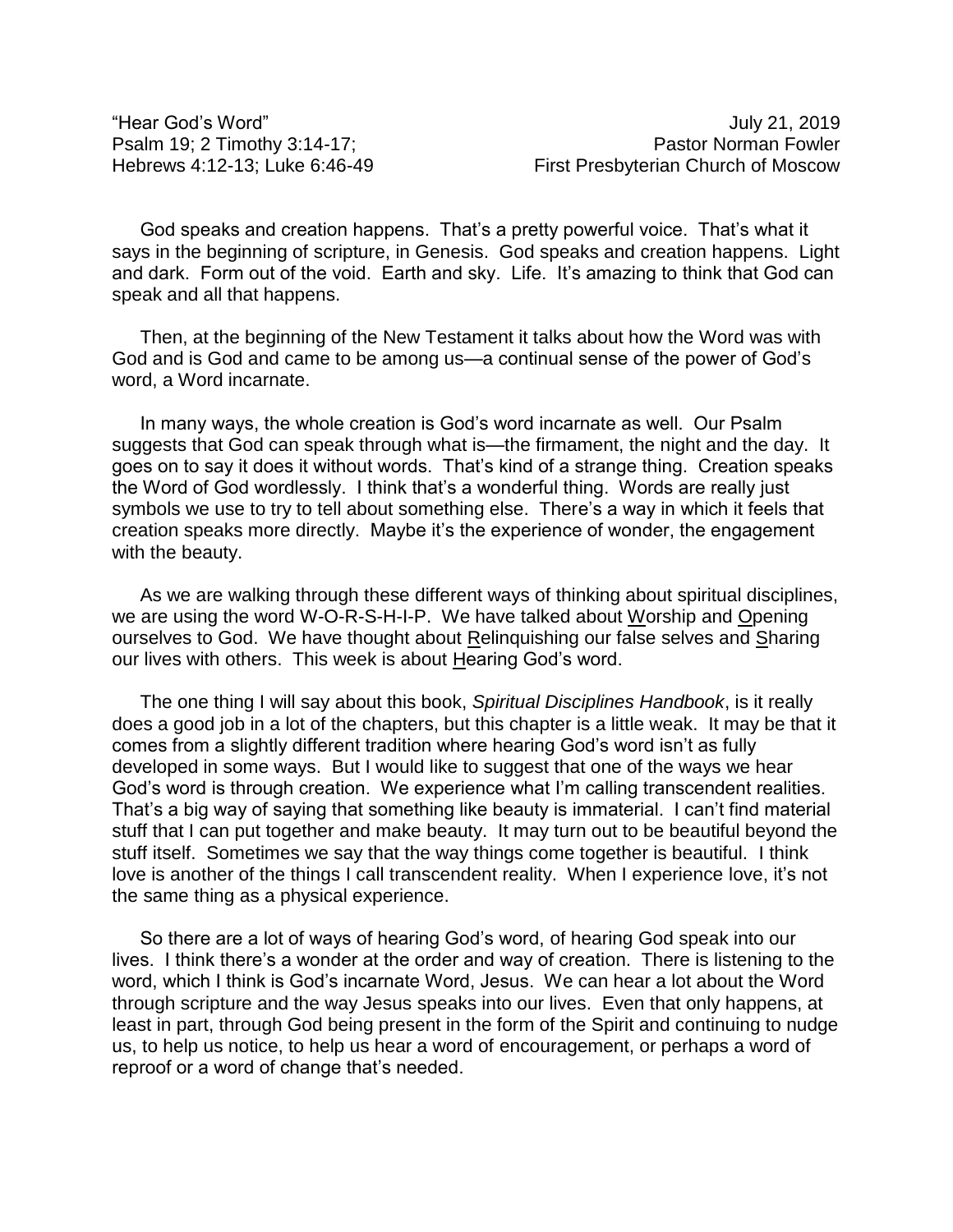"Hear God's Word" July 21, 2019
Psalm 19; 2 Timothy 3:14-17; Pastor Norman Fowler
Hebrews 4:12-13; Luke 6:46-49 First Presbyterian Church of Moscow

God speaks and creation happens. That's a pretty powerful voice. That's what it says in the beginning of scripture, in Genesis. God speaks and creation happens. Light and dark. Form out of the void. Earth and sky. Life. It's amazing to think that God can speak and all that happens.

Then, at the beginning of the New Testament it talks about how the Word was with God and is God and came to be among us—a continual sense of the power of God's word, a Word incarnate.

In many ways, the whole creation is God's word incarnate as well. Our Psalm suggests that God can speak through what is—the firmament, the night and the day. It goes on to say it does it without words. That's kind of a strange thing. Creation speaks the Word of God wordlessly. I think that's a wonderful thing. Words are really just symbols we use to try to tell about something else. There's a way in which it feels that creation speaks more directly. Maybe it's the experience of wonder, the engagement with the beauty.

As we are walking through these different ways of thinking about spiritual disciplines, we are using the word W-O-R-S-H-I-P. We have talked about <u>W</u>orship and <u>O</u>pening ourselves to God. We have thought about <u>R</u>elinquishing our false selves and <u>S</u>haring our lives with others. This week is about <u>H</u>earing God's word.

The one thing I will say about this book, *Spiritual Disciplines Handbook*, is it really does a good job in a lot of the chapters, but this chapter is a little weak. It may be that it comes from a slightly different tradition where hearing God's word isn't as fully developed in some ways. But I would like to suggest that one of the ways we hear God's word is through creation. We experience what I'm calling transcendent realities. That's a big way of saying that something like beauty is immaterial. I can't find material stuff that I can put together and make beauty. It may turn out to be beautiful beyond the stuff itself. Sometimes we say that the way things come together is beautiful. I think love is another of the things I call transcendent reality. When I experience love, it's not the same thing as a physical experience.

So there are a lot of ways of hearing God's word, of hearing God speak into our lives. I think there's a wonder at the order and way of creation. There is listening to the word, which I think is God's incarnate Word, Jesus. We can hear a lot about the Word through scripture and the way Jesus speaks into our lives. Even that only happens, at least in part, through God being present in the form of the Spirit and continuing to nudge us, to help us notice, to help us hear a word of encouragement, or perhaps a word of reproof or a word of change that's needed.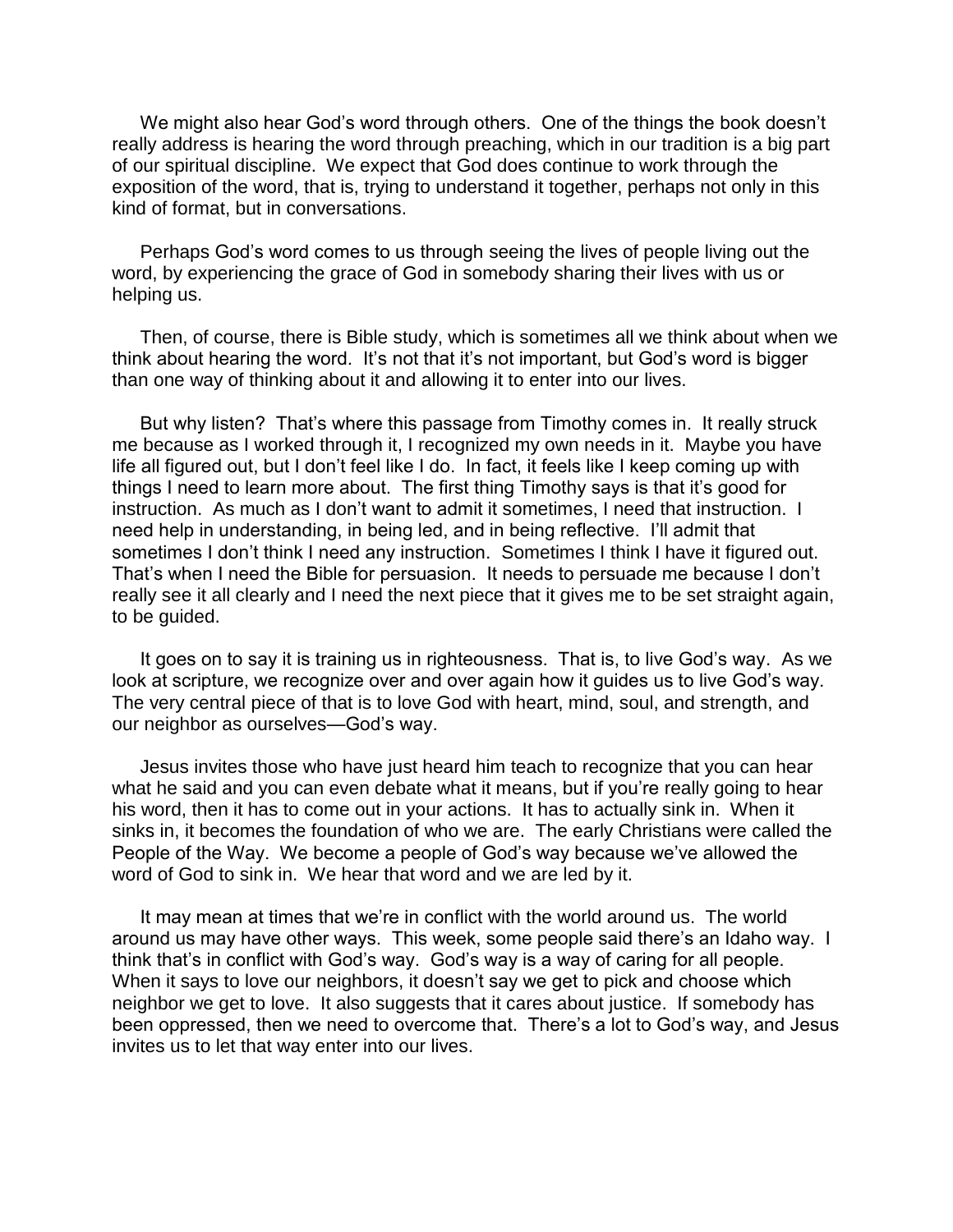We might also hear God's word through others. One of the things the book doesn't really address is hearing the word through preaching, which in our tradition is a big part of our spiritual discipline. We expect that God does continue to work through the exposition of the word, that is, trying to understand it together, perhaps not only in this kind of format, but in conversations.

Perhaps God's word comes to us through seeing the lives of people living out the word, by experiencing the grace of God in somebody sharing their lives with us or helping us.

Then, of course, there is Bible study, which is sometimes all we think about when we think about hearing the word. It's not that it's not important, but God's word is bigger than one way of thinking about it and allowing it to enter into our lives.

But why listen? That's where this passage from Timothy comes in. It really struck me because as I worked through it, I recognized my own needs in it. Maybe you have life all figured out, but I don't feel like I do. In fact, it feels like I keep coming up with things I need to learn more about. The first thing Timothy says is that it's good for instruction. As much as I don't want to admit it sometimes, I need that instruction. I need help in understanding, in being led, and in being reflective. I'll admit that sometimes I don't think I need any instruction. Sometimes I think I have it figured out. That's when I need the Bible for persuasion. It needs to persuade me because I don't really see it all clearly and I need the next piece that it gives me to be set straight again, to be guided.

It goes on to say it is training us in righteousness. That is, to live God's way. As we look at scripture, we recognize over and over again how it guides us to live God's way. The very central piece of that is to love God with heart, mind, soul, and strength, and our neighbor as ourselves—God's way.

Jesus invites those who have just heard him teach to recognize that you can hear what he said and you can even debate what it means, but if you're really going to hear his word, then it has to come out in your actions. It has to actually sink in. When it sinks in, it becomes the foundation of who we are. The early Christians were called the People of the Way. We become a people of God's way because we've allowed the word of God to sink in. We hear that word and we are led by it.

It may mean at times that we're in conflict with the world around us. The world around us may have other ways. This week, some people said there's an Idaho way. I think that's in conflict with God's way. God's way is a way of caring for all people. When it says to love our neighbors, it doesn't say we get to pick and choose which neighbor we get to love. It also suggests that it cares about justice. If somebody has been oppressed, then we need to overcome that. There's a lot to God's way, and Jesus invites us to let that way enter into our lives.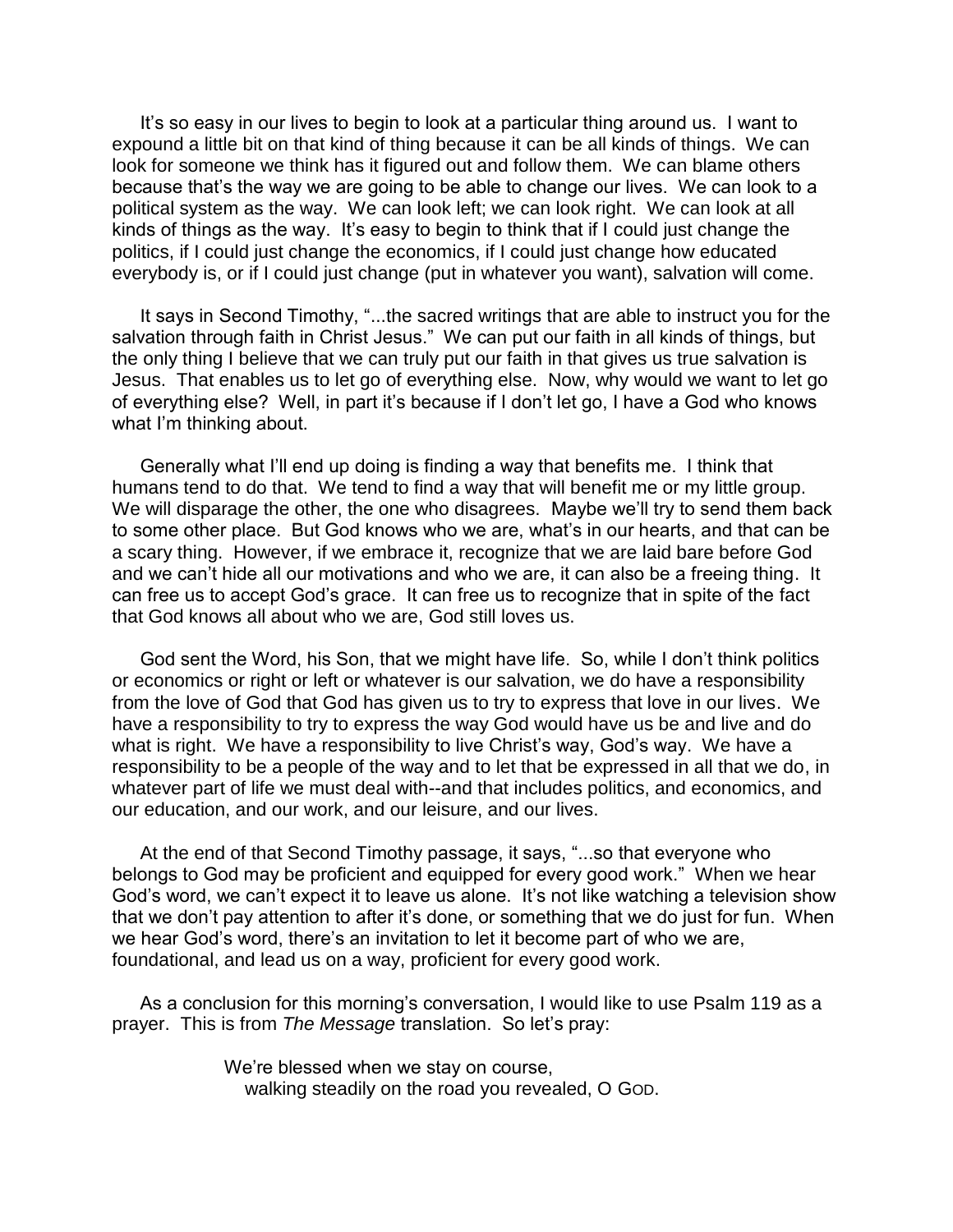It's so easy in our lives to begin to look at a particular thing around us. I want to expound a little bit on that kind of thing because it can be all kinds of things. We can look for someone we think has it figured out and follow them. We can blame others because that's the way we are going to be able to change our lives. We can look to a political system as the way. We can look left; we can look right. We can look at all kinds of things as the way. It's easy to begin to think that if I could just change the politics, if I could just change the economics, if I could just change how educated everybody is, or if I could just change (put in whatever you want), salvation will come.

It says in Second Timothy, "...the sacred writings that are able to instruct you for the salvation through faith in Christ Jesus." We can put our faith in all kinds of things, but the only thing I believe that we can truly put our faith in that gives us true salvation is Jesus. That enables us to let go of everything else. Now, why would we want to let go of everything else? Well, in part it's because if I don't let go, I have a God who knows what I'm thinking about.

Generally what I'll end up doing is finding a way that benefits me. I think that humans tend to do that. We tend to find a way that will benefit me or my little group. We will disparage the other, the one who disagrees. Maybe we'll try to send them back to some other place. But God knows who we are, what's in our hearts, and that can be a scary thing. However, if we embrace it, recognize that we are laid bare before God and we can't hide all our motivations and who we are, it can also be a freeing thing. It can free us to accept God's grace. It can free us to recognize that in spite of the fact that God knows all about who we are, God still loves us.

God sent the Word, his Son, that we might have life. So, while I don't think politics or economics or right or left or whatever is our salvation, we do have a responsibility from the love of God that God has given us to try to express that love in our lives. We have a responsibility to try to express the way God would have us be and live and do what is right. We have a responsibility to live Christ's way, God's way. We have a responsibility to be a people of the way and to let that be expressed in all that we do, in whatever part of life we must deal with--and that includes politics, and economics, and our education, and our work, and our leisure, and our lives.

At the end of that Second Timothy passage, it says, "...so that everyone who belongs to God may be proficient and equipped for every good work." When we hear God's word, we can't expect it to leave us alone. It's not like watching a television show that we don't pay attention to after it's done, or something that we do just for fun. When we hear God's word, there's an invitation to let it become part of who we are, foundational, and lead us on a way, proficient for every good work.

As a conclusion for this morning's conversation, I would like to use Psalm 119 as a prayer. This is from *The Message* translation. So let's pray:

> We're blessed when we stay on course,
> walking steadily on the road you revealed, O GOD.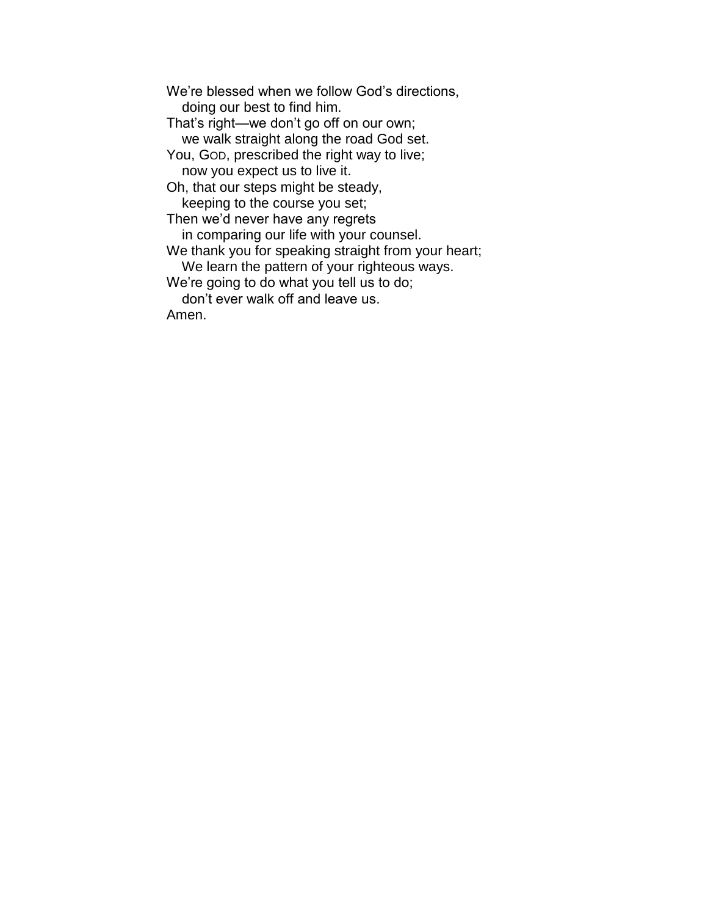We're blessed when we follow God's directions,  
  doing our best to find him.  
That's right—we don't go off on our own;  
  we walk straight along the road God set.  
You, GOD, prescribed the right way to live;  
  now you expect us to live it.  
Oh, that our steps might be steady,  
  keeping to the course you set;  
Then we'd never have any regrets  
  in comparing our life with your counsel.  
We thank you for speaking straight from your heart;  
  We learn the pattern of your righteous ways.  
We're going to do what you tell us to do;  
  don't ever walk off and leave us.  
Amen.